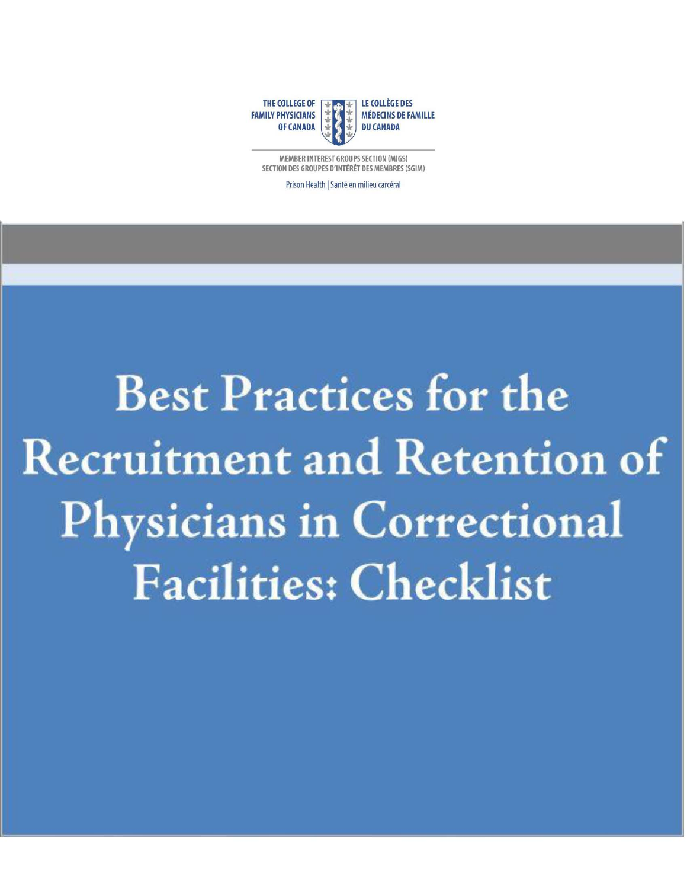THE COLLEGE OF FAMILY PHYSICIANS OF CANADA

LE COLLÈGE DES MÉDECINS DE FAMILLE DU CANADA

MEMBER INTEREST GROUPS SECTION (MIGS)
SECTION DES GROUPES D'INTÉRÊT DES MEMBRES (SGIM)

Prison Health | Santé en milieu carcéral

# Best Practices for the Recruitment and Retention of Physicians in Correctional Facilities: Checklist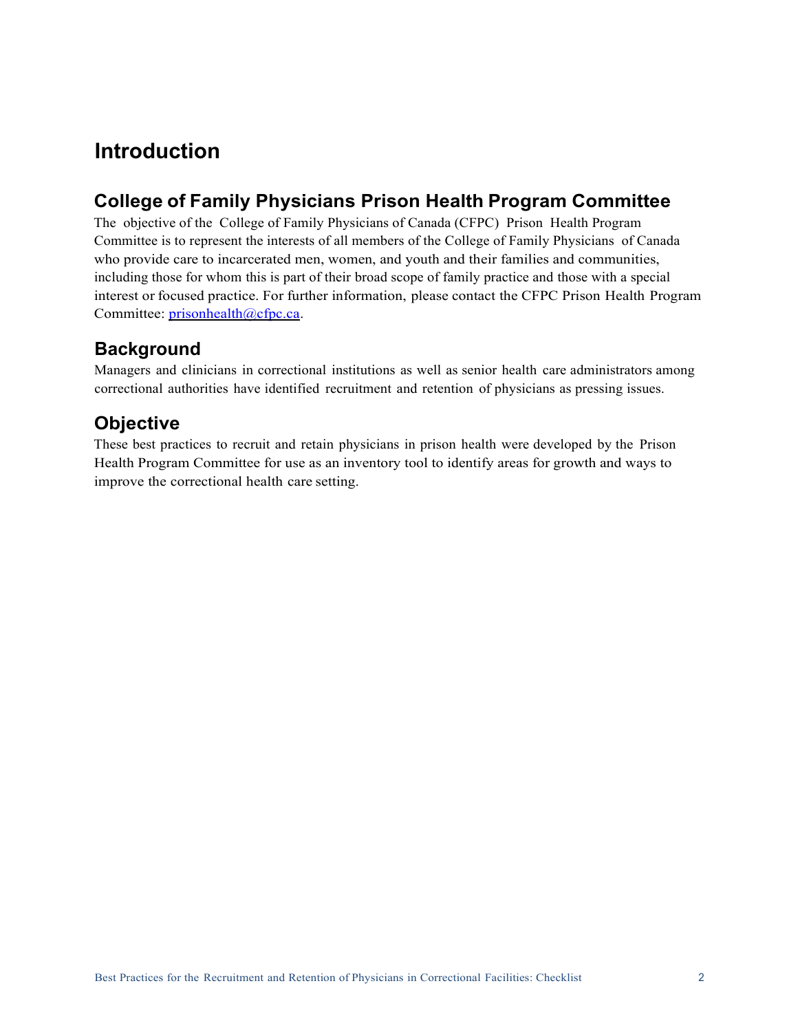# Introduction

## College of Family Physicians Prison Health Program Committee

The objective of the College of Family Physicians of Canada (CFPC) Prison Health Program Committee is to represent the interests of all members of the College of Family Physicians of Canada who provide care to incarcerated men, women, and youth and their families and communities, including those for whom this is part of their broad scope of family practice and those with a special interest or focused practice. For further information, please contact the CFPC Prison Health Program Committee: prisonhealth@cfpc.ca.

## Background

Managers and clinicians in correctional institutions as well as senior health care administrators among correctional authorities have identified recruitment and retention of physicians as pressing issues.

## Objective

These best practices to recruit and retain physicians in prison health were developed by the Prison Health Program Committee for use as an inventory tool to identify areas for growth and ways to improve the correctional health care setting.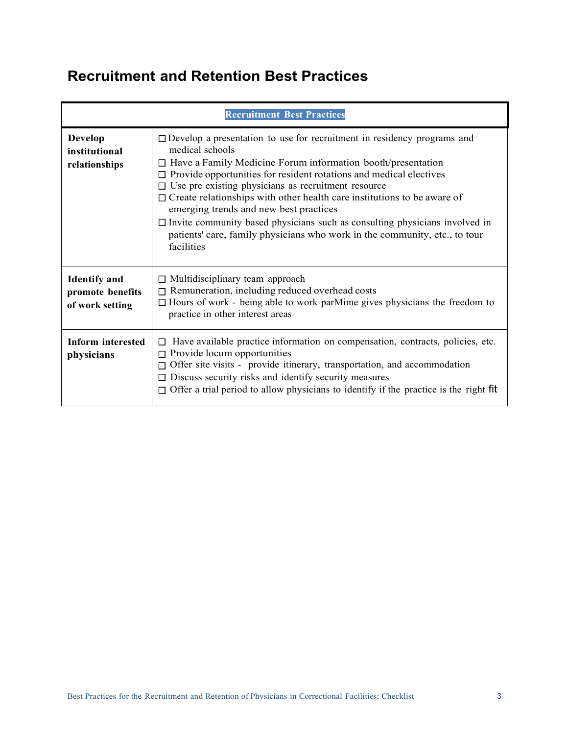# Recruitment and Retention Best Practices

| Recruitment Best Practices | |
|---|---|
| **Develop institutional relationships** | ☐ Develop a presentation to use for recruitment in residency programs and medical schools<br>☐ Have a Family Medicine Forum information booth/presentation<br>☐ Provide opportunities for resident rotations and medical electives<br>☐ Use pre existing physicians as recruitment resource<br>☐ Create relationships with other health care institutions to be aware of emerging trends and new best practices<br>☐ Invite community based physicians such as consulting physicians involved in patients' care, family physicians who work in the community, etc., to tour facilities |
| **Identify and promote benefits of work setting** | ☐ Multidisciplinary team approach<br>☐ Remuneration, including reduced overhead costs<br>☐ Hours of work - being able to work parMime gives physicians the freedom to practice in other interest areas |
| **Inform interested physicians** | ☐ Have available practice information on compensation, contracts, policies, etc.<br>☐ Provide locum opportunities<br>☐ Offer site visits - provide itinerary, transportation, and accommodation<br>☐ Discuss security risks and identify security measures<br>☐ Offer a trial period to allow physicians to identify if the practice is the right fit |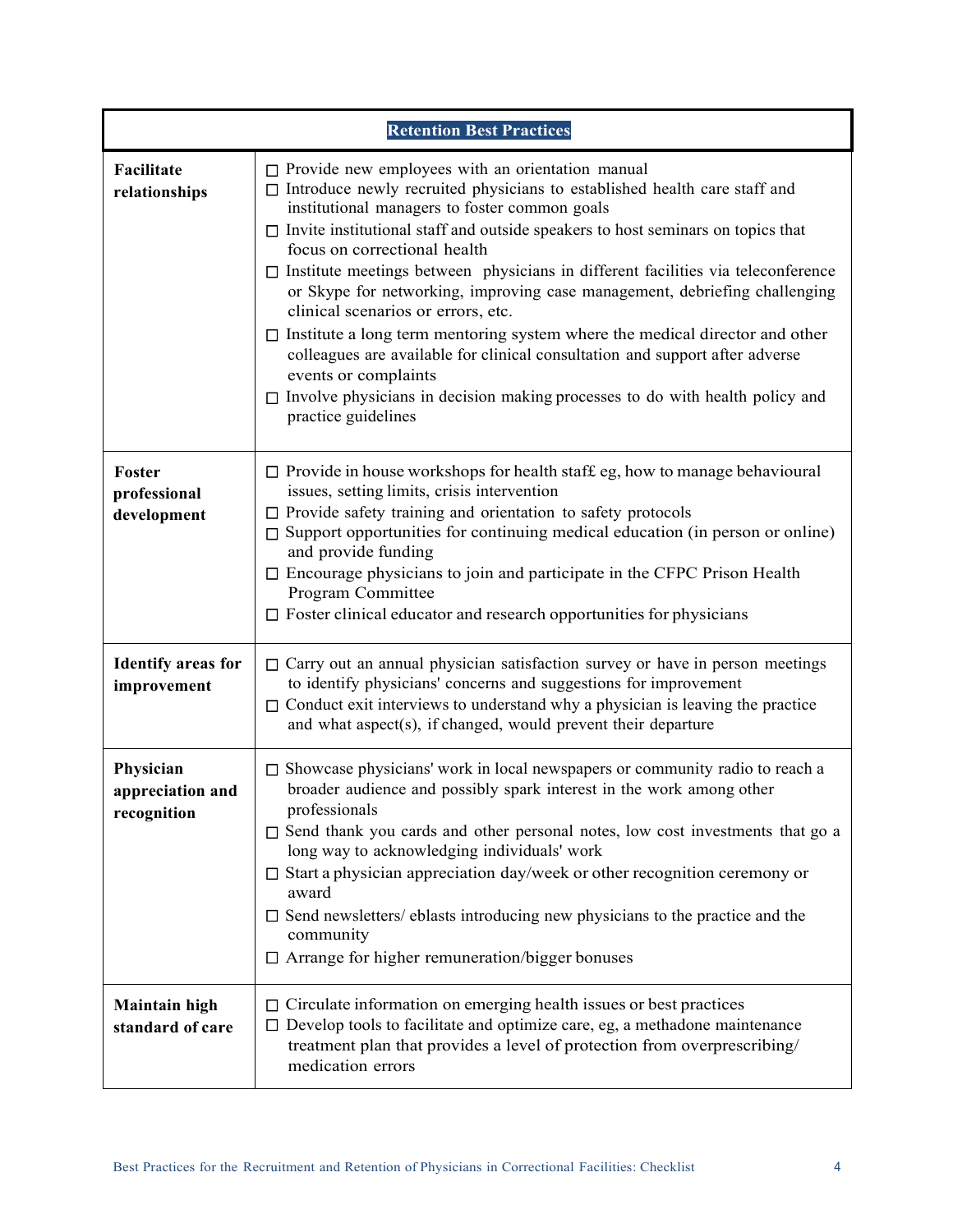| Retention Best Practices | |
|---|---|
| **Facilitate relationships** | ☐ Provide new employees with an orientation manual<br>☐ Introduce newly recruited physicians to established health care staff and institutional managers to foster common goals<br>☐ Invite institutional staff and outside speakers to host seminars on topics that focus on correctional health<br>☐ Institute meetings between physicians in different facilities via teleconference or Skype for networking, improving case management, debriefing challenging clinical scenarios or errors, etc.<br>☐ Institute a long term mentoring system where the medical director and other colleagues are available for clinical consultation and support after adverse events or complaints<br>☐ Involve physicians in decision making processes to do with health policy and practice guidelines |
| **Foster professional development** | ☐ Provide in house workshops for health staff£ eg, how to manage behavioural issues, setting limits, crisis intervention<br>☐ Provide safety training and orientation to safety protocols<br>☐ Support opportunities for continuing medical education (in person or online) and provide funding<br>☐ Encourage physicians to join and participate in the CFPC Prison Health Program Committee<br>☐ Foster clinical educator and research opportunities for physicians |
| **Identify areas for improvement** | ☐ Carry out an annual physician satisfaction survey or have in person meetings to identify physicians' concerns and suggestions for improvement<br>☐ Conduct exit interviews to understand why a physician is leaving the practice and what aspect(s), if changed, would prevent their departure |
| **Physician appreciation and recognition** | ☐ Showcase physicians' work in local newspapers or community radio to reach a broader audience and possibly spark interest in the work among other professionals<br>☐ Send thank you cards and other personal notes, low cost investments that go a long way to acknowledging individuals' work<br>☐ Start a physician appreciation day/week or other recognition ceremony or award<br>☐ Send newsletters/ eblasts introducing new physicians to the practice and the community<br>☐ Arrange for higher remuneration/bigger bonuses |
| **Maintain high standard of care** | ☐ Circulate information on emerging health issues or best practices<br>☐ Develop tools to facilitate and optimize care, eg, a methadone maintenance treatment plan that provides a level of protection from overprescribing/ medication errors |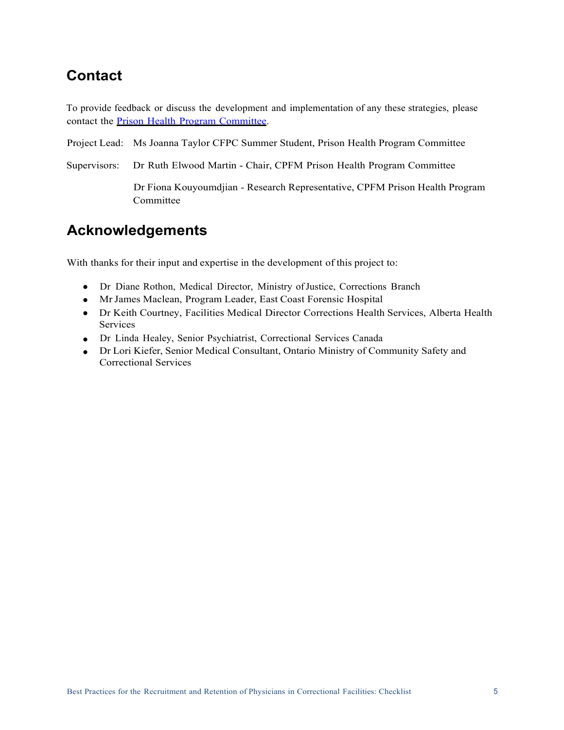## Contact

To provide feedback or discuss the development and implementation of any these strategies, please contact the [Prison Health Program Committee](#).

Project Lead: Ms Joanna Taylor CFPC Summer Student, Prison Health Program Committee

Supervisors: Dr Ruth Elwood Martin - Chair, CPFM Prison Health Program Committee

Dr Fiona Kouyoumdjian - Research Representative, CPFM Prison Health Program Committee

## Acknowledgements

With thanks for their input and expertise in the development of this project to:

- Dr Diane Rothon, Medical Director, Ministry of Justice, Corrections Branch
- Mr James Maclean, Program Leader, East Coast Forensic Hospital
- Dr Keith Courtney, Facilities Medical Director Corrections Health Services, Alberta Health Services
- Dr Linda Healey, Senior Psychiatrist, Correctional Services Canada
- Dr Lori Kiefer, Senior Medical Consultant, Ontario Ministry of Community Safety and Correctional Services